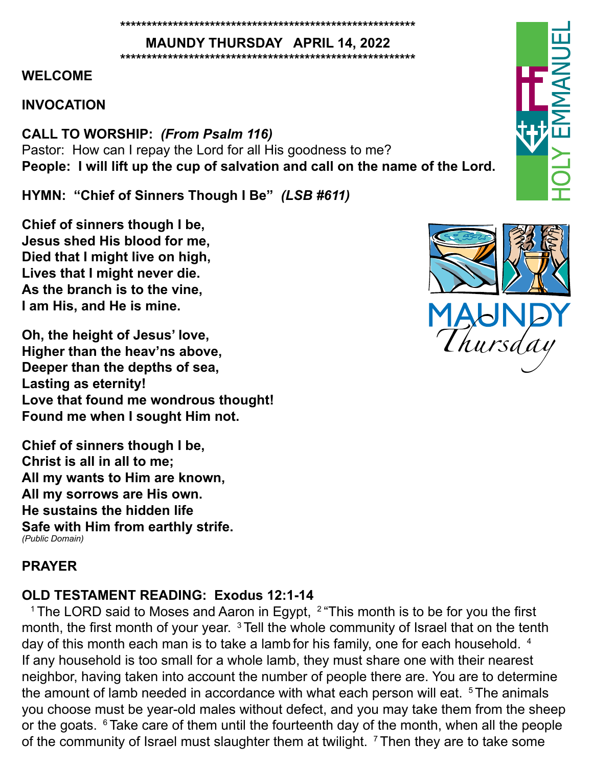*********************************************************

**MAUNDY THURSDAY APRIL 14, 2022**

*********************************************************

**WELCOME**

**INVOCATION**

**CALL TO WORSHIP:** ***(From Psalm 116)***

Pastor: How can I repay the Lord for all His goodness to me?

**People: I will lift up the cup of salvation and call on the name of the Lord.**

**HYMN: "Chief of Sinners Though I Be"** ***(LSB #611)***

**Chief of sinners though I be,**
**Jesus shed His blood for me,**
**Died that I might live on high,**
**Lives that I might never die.**
**As the branch is to the vine,**
**I am His, and He is mine.**

**Oh, the height of Jesus' love,**
**Higher than the heav'ns above,**
**Deeper than the depths of sea,**
**Lasting as eternity!**
**Love that found me wondrous thought!**
**Found me when I sought Him not.**

**Chief of sinners though I be,**
**Christ is all in all to me;**
**All my wants to Him are known,**
**All my sorrows are His own.**
**He sustains the hidden life**
**Safe with Him from earthly strife.**

*(Public Domain)*

**PRAYER**

**OLD TESTAMENT READING: Exodus 12:1-14**

[1] The LORD said to Moses and Aaron in Egypt, [2] "This month is to be for you the first month, the first month of your year. [3] Tell the whole community of Israel that on the tenth day of this month each man is to take a lamb for his family, one for each household. [4] If any household is too small for a whole lamb, they must share one with their nearest neighbor, having taken into account the number of people there are. You are to determine the amount of lamb needed in accordance with what each person will eat. [5] The animals you choose must be year-old males without defect, and you may take them from the sheep or the goats. [6] Take care of them until the fourteenth day of the month, when all the people of the community of Israel must slaughter them at twilight. [7] Then they are to take some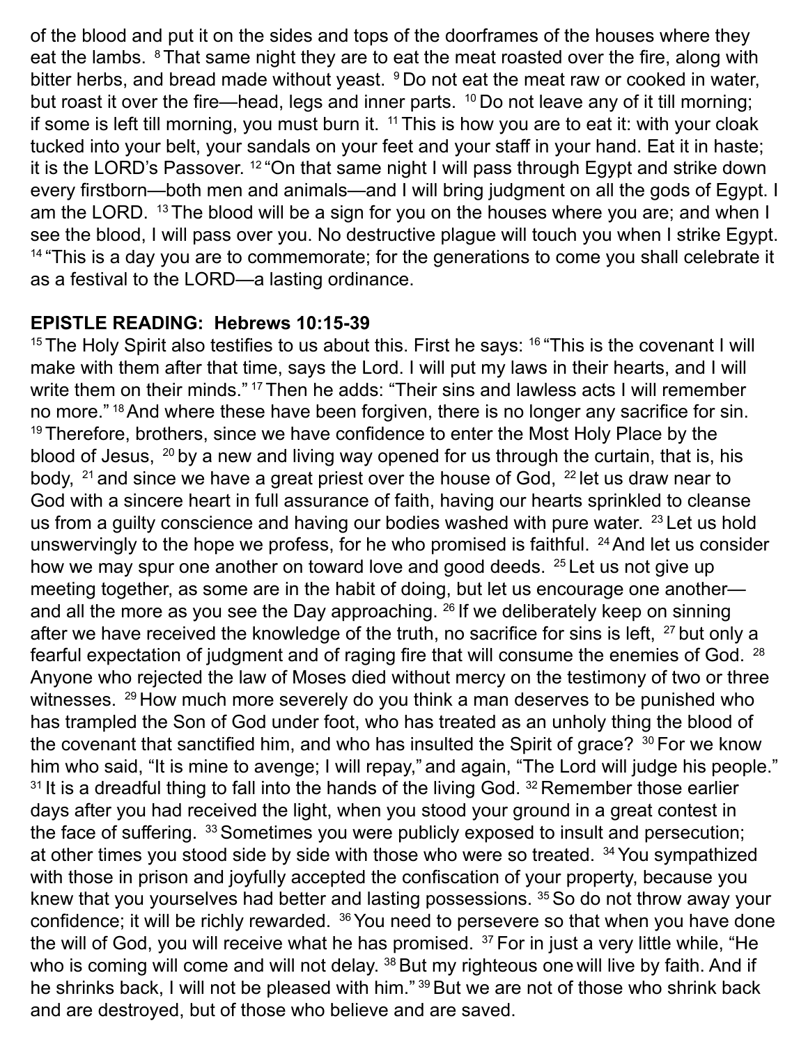of the blood and put it on the sides and tops of the doorframes of the houses where they eat the lambs. [8] That same night they are to eat the meat roasted over the fire, along with bitter herbs, and bread made without yeast. [9] Do not eat the meat raw or cooked in water, but roast it over the fire—head, legs and inner parts. [10] Do not leave any of it till morning; if some is left till morning, you must burn it. [11] This is how you are to eat it: with your cloak tucked into your belt, your sandals on your feet and your staff in your hand. Eat it in haste; it is the LORD's Passover. [12] "On that same night I will pass through Egypt and strike down every firstborn—both men and animals—and I will bring judgment on all the gods of Egypt. I am the LORD. [13] The blood will be a sign for you on the houses where you are; and when I see the blood, I will pass over you. No destructive plague will touch you when I strike Egypt. [14] "This is a day you are to commemorate; for the generations to come you shall celebrate it as a festival to the LORD—a lasting ordinance.

**EPISTLE READING: Hebrews 10:15-39**

[15] The Holy Spirit also testifies to us about this. First he says: [16] "This is the covenant I will make with them after that time, says the Lord. I will put my laws in their hearts, and I will write them on their minds." [17] Then he adds: "Their sins and lawless acts I will remember no more." [18] And where these have been forgiven, there is no longer any sacrifice for sin. [19] Therefore, brothers, since we have confidence to enter the Most Holy Place by the blood of Jesus, [20] by a new and living way opened for us through the curtain, that is, his body, [21] and since we have a great priest over the house of God, [22] let us draw near to God with a sincere heart in full assurance of faith, having our hearts sprinkled to cleanse us from a guilty conscience and having our bodies washed with pure water. [23] Let us hold unswervingly to the hope we profess, for he who promised is faithful. [24] And let us consider how we may spur one another on toward love and good deeds. [25] Let us not give up meeting together, as some are in the habit of doing, but let us encourage one another—and all the more as you see the Day approaching. [26] If we deliberately keep on sinning after we have received the knowledge of the truth, no sacrifice for sins is left, [27] but only a fearful expectation of judgment and of raging fire that will consume the enemies of God. [28] Anyone who rejected the law of Moses died without mercy on the testimony of two or three witnesses. [29] How much more severely do you think a man deserves to be punished who has trampled the Son of God under foot, who has treated as an unholy thing the blood of the covenant that sanctified him, and who has insulted the Spirit of grace? [30] For we know him who said, "It is mine to avenge; I will repay," and again, "The Lord will judge his people." [31] It is a dreadful thing to fall into the hands of the living God. [32] Remember those earlier days after you had received the light, when you stood your ground in a great contest in the face of suffering. [33] Sometimes you were publicly exposed to insult and persecution; at other times you stood side by side with those who were so treated. [34] You sympathized with those in prison and joyfully accepted the confiscation of your property, because you knew that you yourselves had better and lasting possessions. [35] So do not throw away your confidence; it will be richly rewarded. [36] You need to persevere so that when you have done the will of God, you will receive what he has promised. [37] For in just a very little while, "He who is coming will come and will not delay. [38] But my righteous one will live by faith. And if he shrinks back, I will not be pleased with him." [39] But we are not of those who shrink back and are destroyed, but of those who believe and are saved.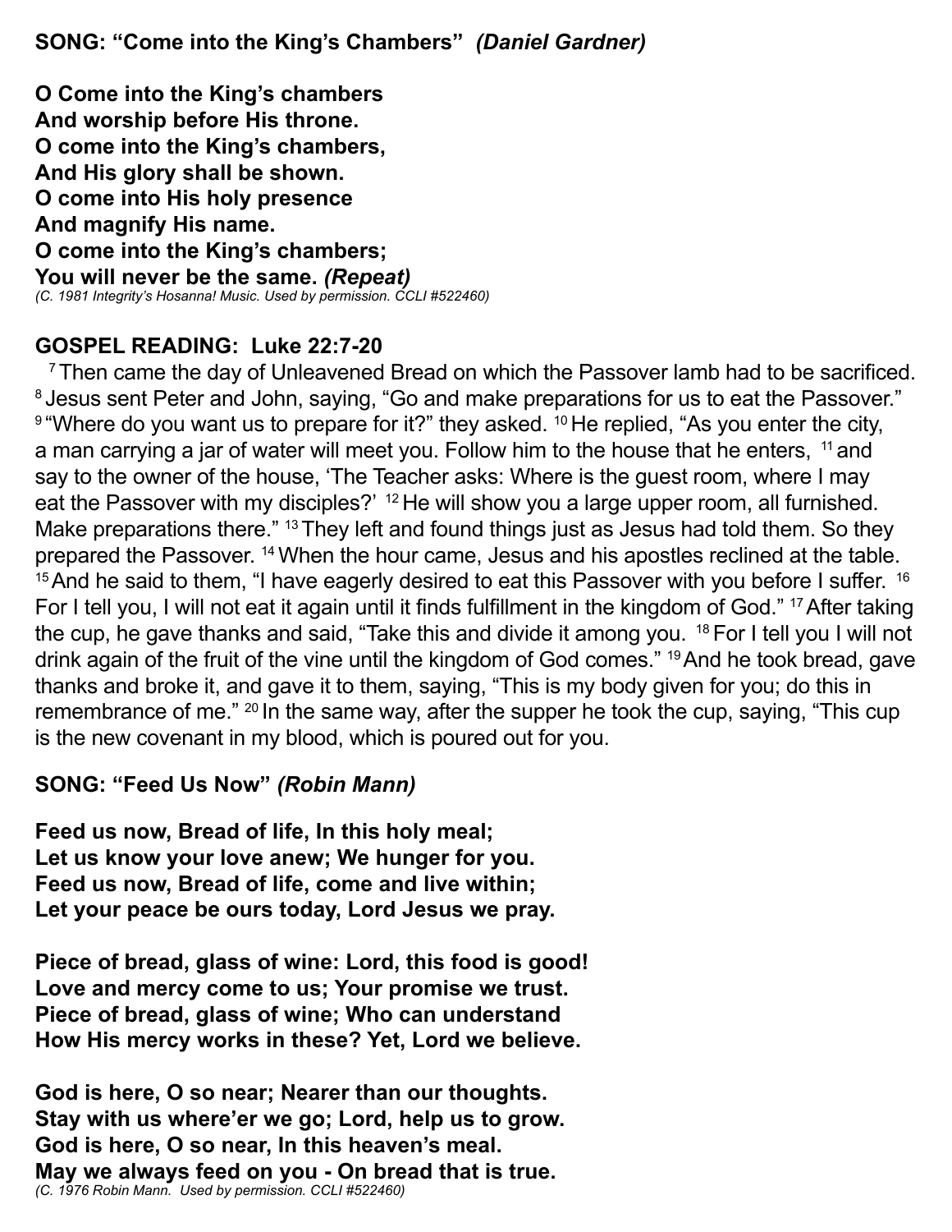**SONG: "Come into the King's Chambers"** ***(Daniel Gardner)***

**O Come into the King's chambers**
**And worship before His throne.**
**O come into the King's chambers,**
**And His glory shall be shown.**
**O come into His holy presence**
**And magnify His name.**
**O come into the King's chambers;**
**You will never be the same.** ***(Repeat)***
*(C. 1981 Integrity's Hosanna! Music. Used by permission. CCLI #522460)*

**GOSPEL READING: Luke 22:7-20**

[7] Then came the day of Unleavened Bread on which the Passover lamb had to be sacrificed. [8] Jesus sent Peter and John, saying, "Go and make preparations for us to eat the Passover." [9] "Where do you want us to prepare for it?" they asked. [10] He replied, "As you enter the city, a man carrying a jar of water will meet you. Follow him to the house that he enters, [11] and say to the owner of the house, 'The Teacher asks: Where is the guest room, where I may eat the Passover with my disciples?' [12] He will show you a large upper room, all furnished. Make preparations there." [13] They left and found things just as Jesus had told them. So they prepared the Passover. [14] When the hour came, Jesus and his apostles reclined at the table. [15] And he said to them, "I have eagerly desired to eat this Passover with you before I suffer. [16] For I tell you, I will not eat it again until it finds fulfillment in the kingdom of God." [17] After taking the cup, he gave thanks and said, "Take this and divide it among you. [18] For I tell you I will not drink again of the fruit of the vine until the kingdom of God comes." [19] And he took bread, gave thanks and broke it, and gave it to them, saying, "This is my body given for you; do this in remembrance of me." [20] In the same way, after the supper he took the cup, saying, "This cup is the new covenant in my blood, which is poured out for you.

**SONG: "Feed Us Now"** ***(Robin Mann)***

**Feed us now, Bread of life, In this holy meal;**
**Let us know your love anew; We hunger for you.**
**Feed us now, Bread of life, come and live within;**
**Let your peace be ours today, Lord Jesus we pray.**

**Piece of bread, glass of wine: Lord, this food is good!**
**Love and mercy come to us; Your promise we trust.**
**Piece of bread, glass of wine; Who can understand**
**How His mercy works in these? Yet, Lord we believe.**

**God is here, O so near; Nearer than our thoughts.**
**Stay with us where'er we go; Lord, help us to grow.**
**God is here, O so near, In this heaven's meal.**
**May we always feed on you - On bread that is true.**
*(C. 1976 Robin Mann. Used by permission. CCLI #522460)*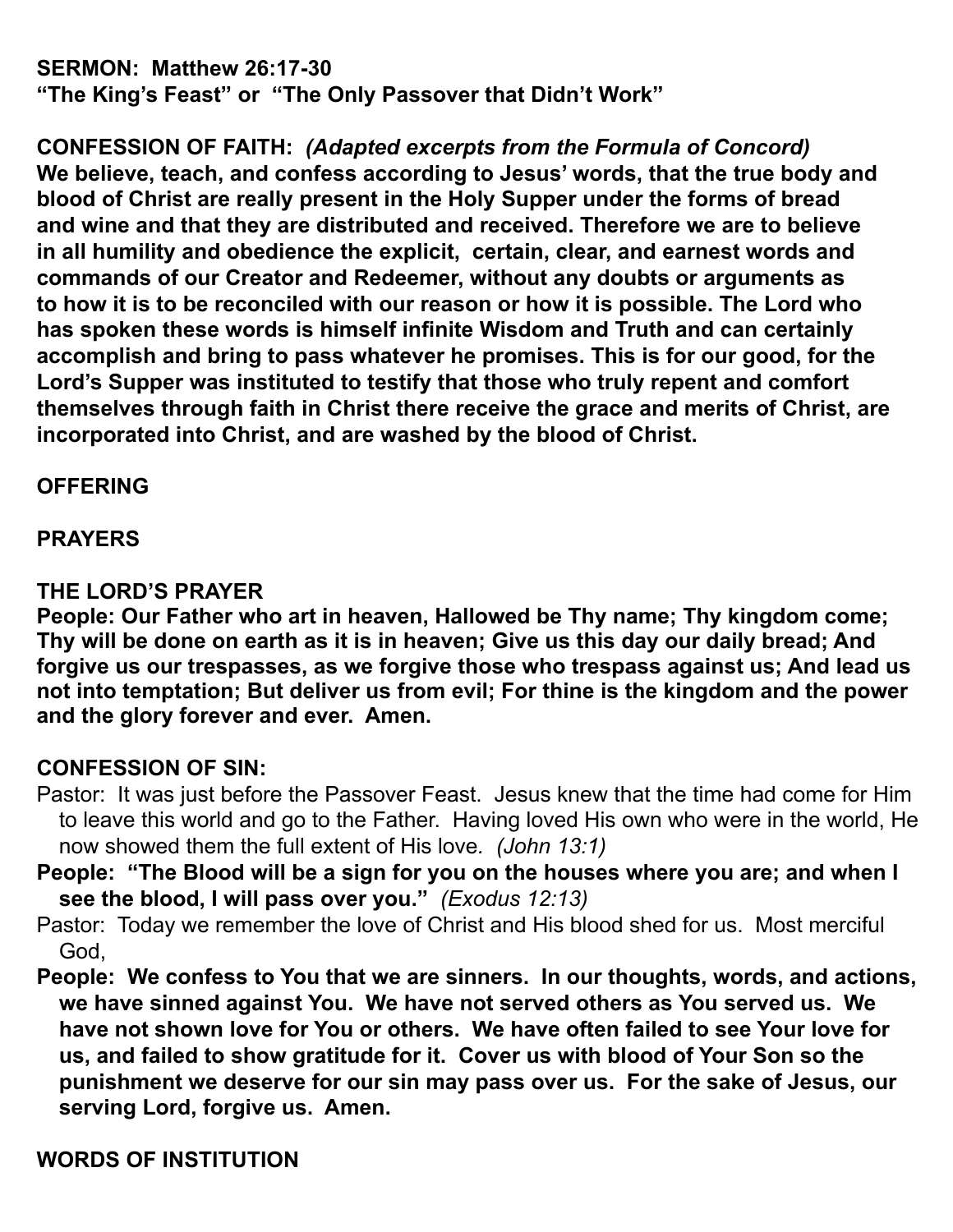**SERMON: Matthew 26:17-30**
**"The King's Feast" or "The Only Passover that Didn't Work"**

**CONFESSION OF FAITH:** ***(Adapted excerpts from the Formula of Concord)***
**We believe, teach, and confess according to Jesus' words, that the true body and blood of Christ are really present in the Holy Supper under the forms of bread and wine and that they are distributed and received. Therefore we are to believe in all humility and obedience the explicit, certain, clear, and earnest words and commands of our Creator and Redeemer, without any doubts or arguments as to how it is to be reconciled with our reason or how it is possible. The Lord who has spoken these words is himself infinite Wisdom and Truth and can certainly accomplish and bring to pass whatever he promises. This is for our good, for the Lord's Supper was instituted to testify that those who truly repent and comfort themselves through faith in Christ there receive the grace and merits of Christ, are incorporated into Christ, and are washed by the blood of Christ.**

**OFFERING**

**PRAYERS**

**THE LORD'S PRAYER**
**People: Our Father who art in heaven, Hallowed be Thy name; Thy kingdom come; Thy will be done on earth as it is in heaven; Give us this day our daily bread; And forgive us our trespasses, as we forgive those who trespass against us; And lead us not into temptation; But deliver us from evil; For thine is the kingdom and the power and the glory forever and ever. Amen.**

**CONFESSION OF SIN:**

Pastor: It was just before the Passover Feast. Jesus knew that the time had come for Him to leave this world and go to the Father. Having loved His own who were in the world, He now showed them the full extent of His love. *(John 13:1)*

**People: "The Blood will be a sign for you on the houses where you are; and when I see the blood, I will pass over you."** *(Exodus 12:13)*

Pastor: Today we remember the love of Christ and His blood shed for us. Most merciful God,

**People: We confess to You that we are sinners. In our thoughts, words, and actions, we have sinned against You. We have not served others as You served us. We have not shown love for You or others. We have often failed to see Your love for us, and failed to show gratitude for it. Cover us with blood of Your Son so the punishment we deserve for our sin may pass over us. For the sake of Jesus, our serving Lord, forgive us. Amen.**

**WORDS OF INSTITUTION**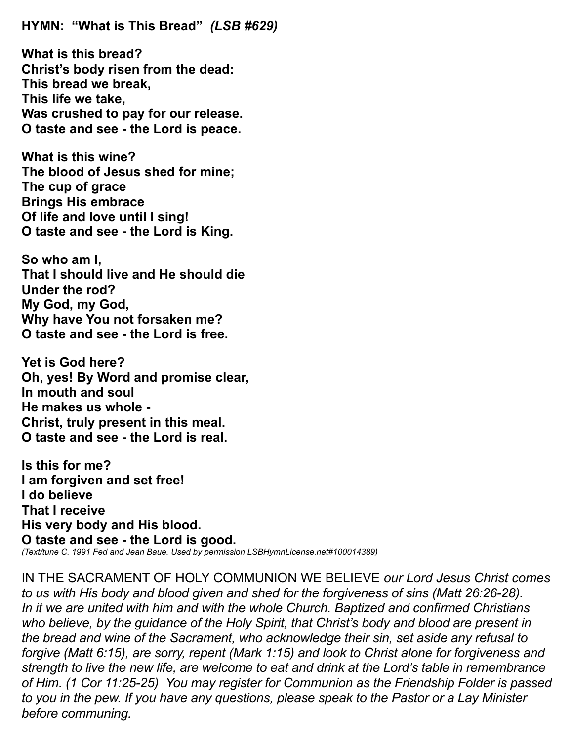**HYMN: "What is This Bread"** ***(LSB #629)***

**What is this bread?**
**Christ's body risen from the dead:**
**This bread we break,**
**This life we take,**
**Was crushed to pay for our release.**
**O taste and see - the Lord is peace.**

**What is this wine?**
**The blood of Jesus shed for mine;**
**The cup of grace**
**Brings His embrace**
**Of life and love until I sing!**
**O taste and see - the Lord is King.**

**So who am I,**
**That I should live and He should die**
**Under the rod?**
**My God, my God,**
**Why have You not forsaken me?**
**O taste and see - the Lord is free.**

**Yet is God here?**
**Oh, yes! By Word and promise clear,**
**In mouth and soul**
**He makes us whole -**
**Christ, truly present in this meal.**
**O taste and see - the Lord is real.**

**Is this for me?**
**I am forgiven and set free!**
**I do believe**
**That I receive**
**His very body and His blood.**
**O taste and see - the Lord is good.**
*(Text/tune C. 1991 Fed and Jean Baue. Used by permission LSBHymnLicense.net#100014389)*

IN THE SACRAMENT OF HOLY COMMUNION WE BELIEVE *our Lord Jesus Christ comes to us with His body and blood given and shed for the forgiveness of sins (Matt 26:26-28). In it we are united with him and with the whole Church. Baptized and confirmed Christians who believe, by the guidance of the Holy Spirit, that Christ's body and blood are present in the bread and wine of the Sacrament, who acknowledge their sin, set aside any refusal to forgive (Matt 6:15), are sorry, repent (Mark 1:15) and look to Christ alone for forgiveness and strength to live the new life, are welcome to eat and drink at the Lord's table in remembrance of Him. (1 Cor 11:25-25) You may register for Communion as the Friendship Folder is passed to you in the pew. If you have any questions, please speak to the Pastor or a Lay Minister before communing.*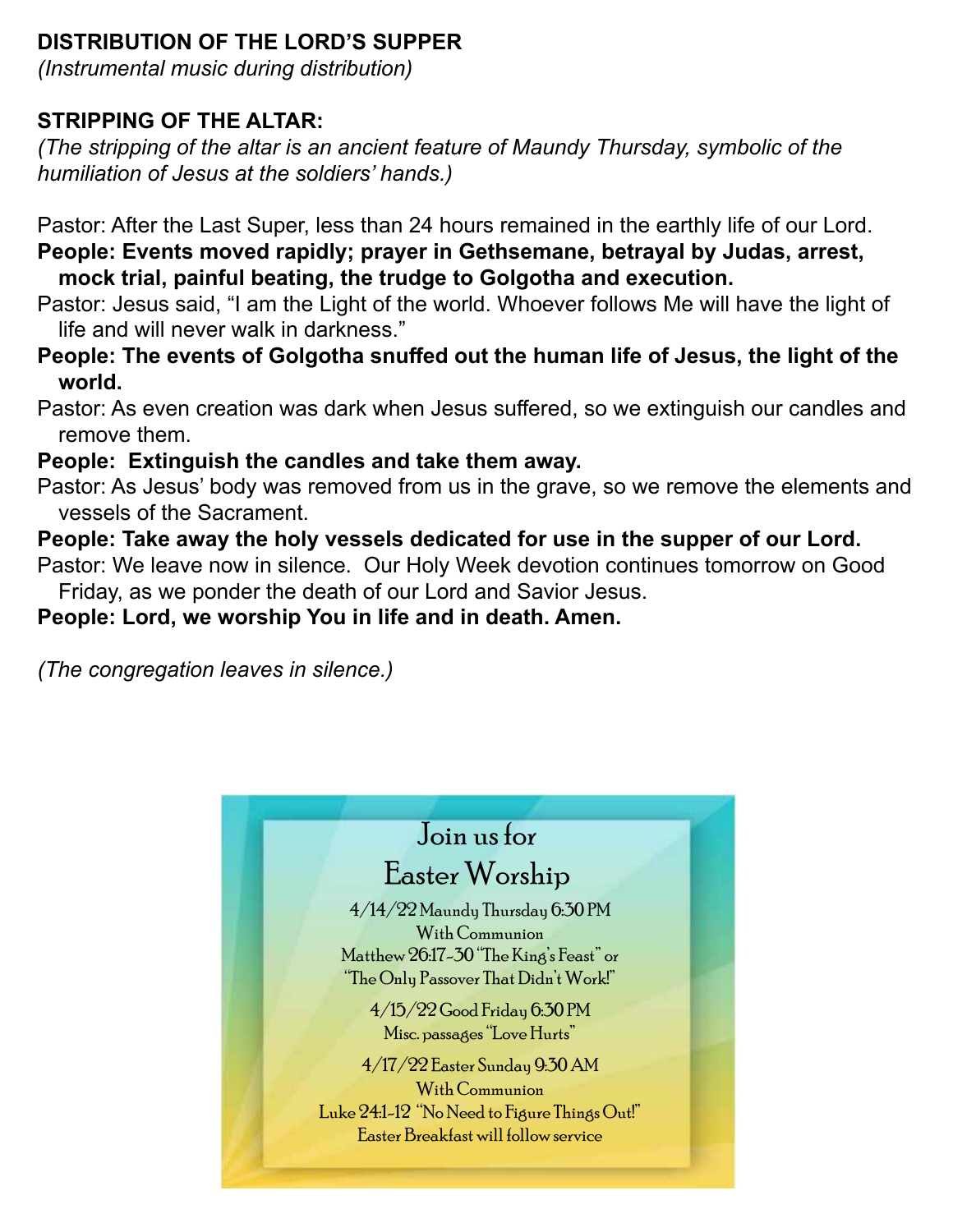**DISTRIBUTION OF THE LORD'S SUPPER**

*(Instrumental music during distribution)*

**STRIPPING OF THE ALTAR:**

*(The stripping of the altar is an ancient feature of Maundy Thursday, symbolic of the humiliation of Jesus at the soldiers' hands.)*

Pastor: After the Last Super, less than 24 hours remained in the earthly life of our Lord.

**People: Events moved rapidly; prayer in Gethsemane, betrayal by Judas, arrest, mock trial, painful beating, the trudge to Golgotha and execution.**

Pastor: Jesus said, "I am the Light of the world. Whoever follows Me will have the light of life and will never walk in darkness."

**People: The events of Golgotha snuffed out the human life of Jesus, the light of the world.**

Pastor: As even creation was dark when Jesus suffered, so we extinguish our candles and remove them.

**People: Extinguish the candles and take them away.**

Pastor: As Jesus' body was removed from us in the grave, so we remove the elements and vessels of the Sacrament.

**People: Take away the holy vessels dedicated for use in the supper of our Lord.**

Pastor: We leave now in silence. Our Holy Week devotion continues tomorrow on Good Friday, as we ponder the death of our Lord and Savior Jesus.

**People: Lord, we worship You in life and in death. Amen.**

*(The congregation leaves in silence.)*

## Join us for Easter Worship

4/14/22 Maundy Thursday 6:30 PM
With Communion
Matthew 26:17-30 "The King's Feast" or
"The Only Passover That Didn't Work!"

4/15/22 Good Friday 6:30 PM
Misc. passages "Love Hurts"

4/17/22 Easter Sunday 9:30 AM
With Communion
Luke 24:1-12 "No Need to Figure Things Out!"
Easter Breakfast will follow service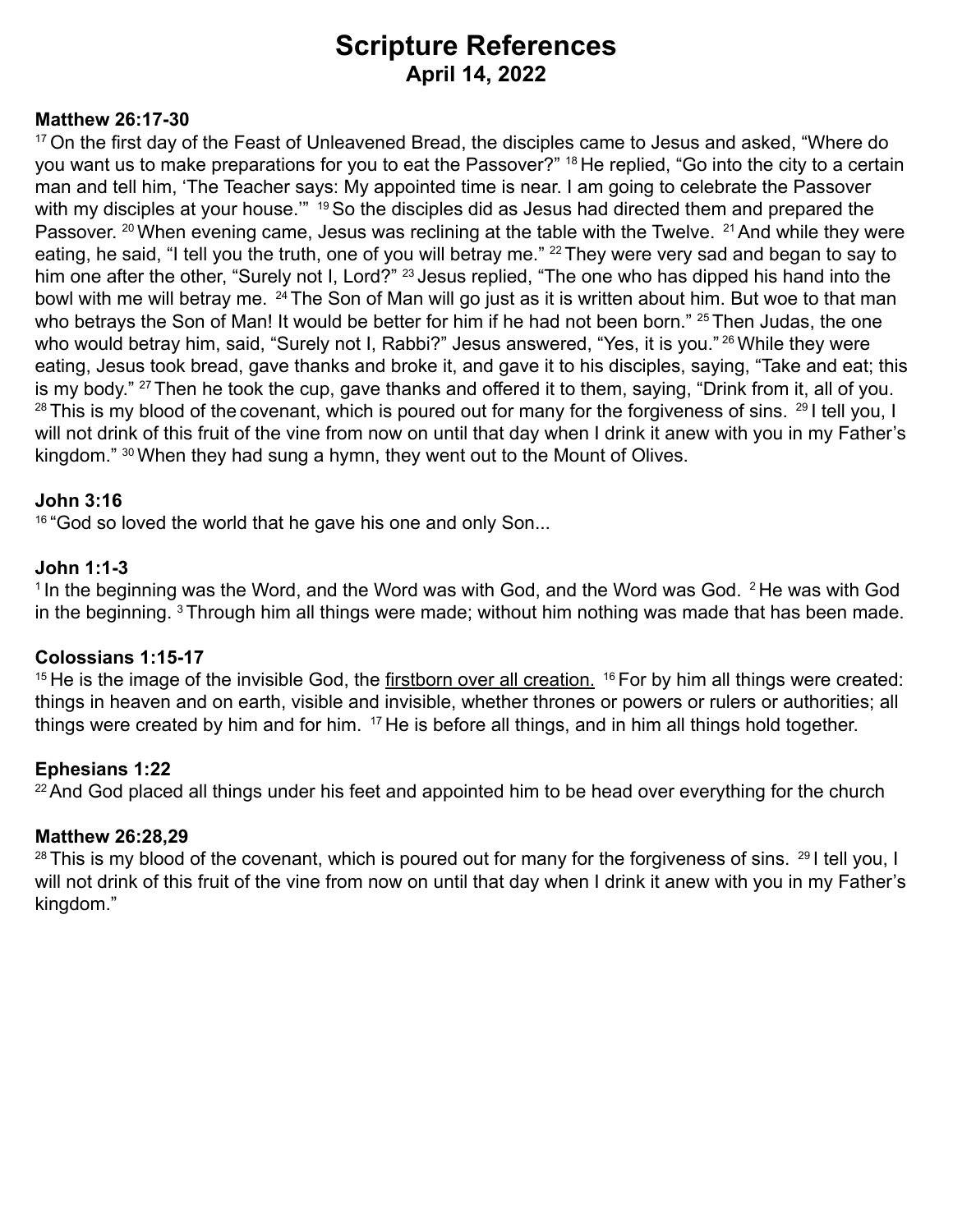# Scripture References

## April 14, 2022

**Matthew 26:17-30**

[17] On the first day of the Feast of Unleavened Bread, the disciples came to Jesus and asked, "Where do you want us to make preparations for you to eat the Passover?" [18] He replied, "Go into the city to a certain man and tell him, 'The Teacher says: My appointed time is near. I am going to celebrate the Passover with my disciples at your house.'" [19] So the disciples did as Jesus had directed them and prepared the Passover. [20] When evening came, Jesus was reclining at the table with the Twelve. [21] And while they were eating, he said, "I tell you the truth, one of you will betray me." [22] They were very sad and began to say to him one after the other, "Surely not I, Lord?" [23] Jesus replied, "The one who has dipped his hand into the bowl with me will betray me. [24] The Son of Man will go just as it is written about him. But woe to that man who betrays the Son of Man! It would be better for him if he had not been born." [25] Then Judas, the one who would betray him, said, "Surely not I, Rabbi?" Jesus answered, "Yes, it is you." [26] While they were eating, Jesus took bread, gave thanks and broke it, and gave it to his disciples, saying, "Take and eat; this is my body." [27] Then he took the cup, gave thanks and offered it to them, saying, "Drink from it, all of you. [28] This is my blood of the covenant, which is poured out for many for the forgiveness of sins. [29] I tell you, I will not drink of this fruit of the vine from now on until that day when I drink it anew with you in my Father's kingdom." [30] When they had sung a hymn, they went out to the Mount of Olives.

**John 3:16**

[16] "God so loved the world that he gave his one and only Son...

**John 1:1-3**

[1] In the beginning was the Word, and the Word was with God, and the Word was God. [2] He was with God in the beginning. [3] Through him all things were made; without him nothing was made that has been made.

**Colossians 1:15-17**

[15] He is the image of the invisible God, the <u>firstborn over all creation.</u> [16] For by him all things were created: things in heaven and on earth, visible and invisible, whether thrones or powers or rulers or authorities; all things were created by him and for him. [17] He is before all things, and in him all things hold together.

**Ephesians 1:22**

[22] And God placed all things under his feet and appointed him to be head over everything for the church

**Matthew 26:28,29**

[28] This is my blood of the covenant, which is poured out for many for the forgiveness of sins. [29] I tell you, I will not drink of this fruit of the vine from now on until that day when I drink it anew with you in my Father's kingdom."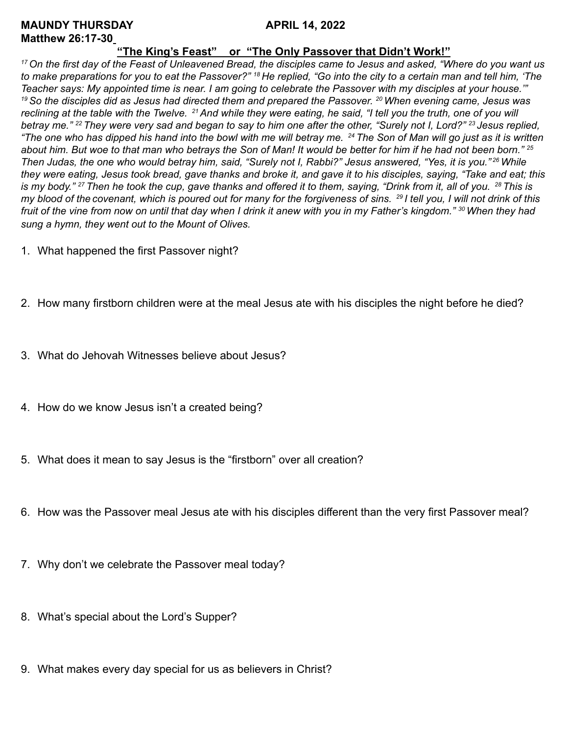**MAUNDY THURSDAY** **APRIL 14, 2022**

**Matthew 26:17-30**

## <u>“The King’s Feast” or “The Only Passover that Didn’t Work!”</u>

*[17] On the first day of the Feast of Unleavened Bread, the disciples came to Jesus and asked, “Where do you want us to make preparations for you to eat the Passover?” [18] He replied, “Go into the city to a certain man and tell him, ‘The Teacher says: My appointed time is near. I am going to celebrate the Passover with my disciples at your house.’” [19] So the disciples did as Jesus had directed them and prepared the Passover. [20] When evening came, Jesus was reclining at the table with the Twelve. [21] And while they were eating, he said, “I tell you the truth, one of you will betray me.” [22] They were very sad and began to say to him one after the other, “Surely not I, Lord?” [23] Jesus replied, “The one who has dipped his hand into the bowl with me will betray me. [24] The Son of Man will go just as it is written about him. But woe to that man who betrays the Son of Man! It would be better for him if he had not been born.” [25] Then Judas, the one who would betray him, said, “Surely not I, Rabbi?” Jesus answered, “Yes, it is you.” [26] While they were eating, Jesus took bread, gave thanks and broke it, and gave it to his disciples, saying, “Take and eat; this is my body.” [27] Then he took the cup, gave thanks and offered it to them, saying, “Drink from it, all of you. [28] This is my blood of the covenant, which is poured out for many for the forgiveness of sins. [29] I tell you, I will not drink of this fruit of the vine from now on until that day when I drink it anew with you in my Father’s kingdom.” [30] When they had sung a hymn, they went out to the Mount of Olives.*

1. What happened the first Passover night?

2. How many firstborn children were at the meal Jesus ate with his disciples the night before he died?

3. What do Jehovah Witnesses believe about Jesus?

4. How do we know Jesus isn’t a created being?

5. What does it mean to say Jesus is the “firstborn” over all creation?

6. How was the Passover meal Jesus ate with his disciples different than the very first Passover meal?

7. Why don’t we celebrate the Passover meal today?

8. What’s special about the Lord’s Supper?

9. What makes every day special for us as believers in Christ?